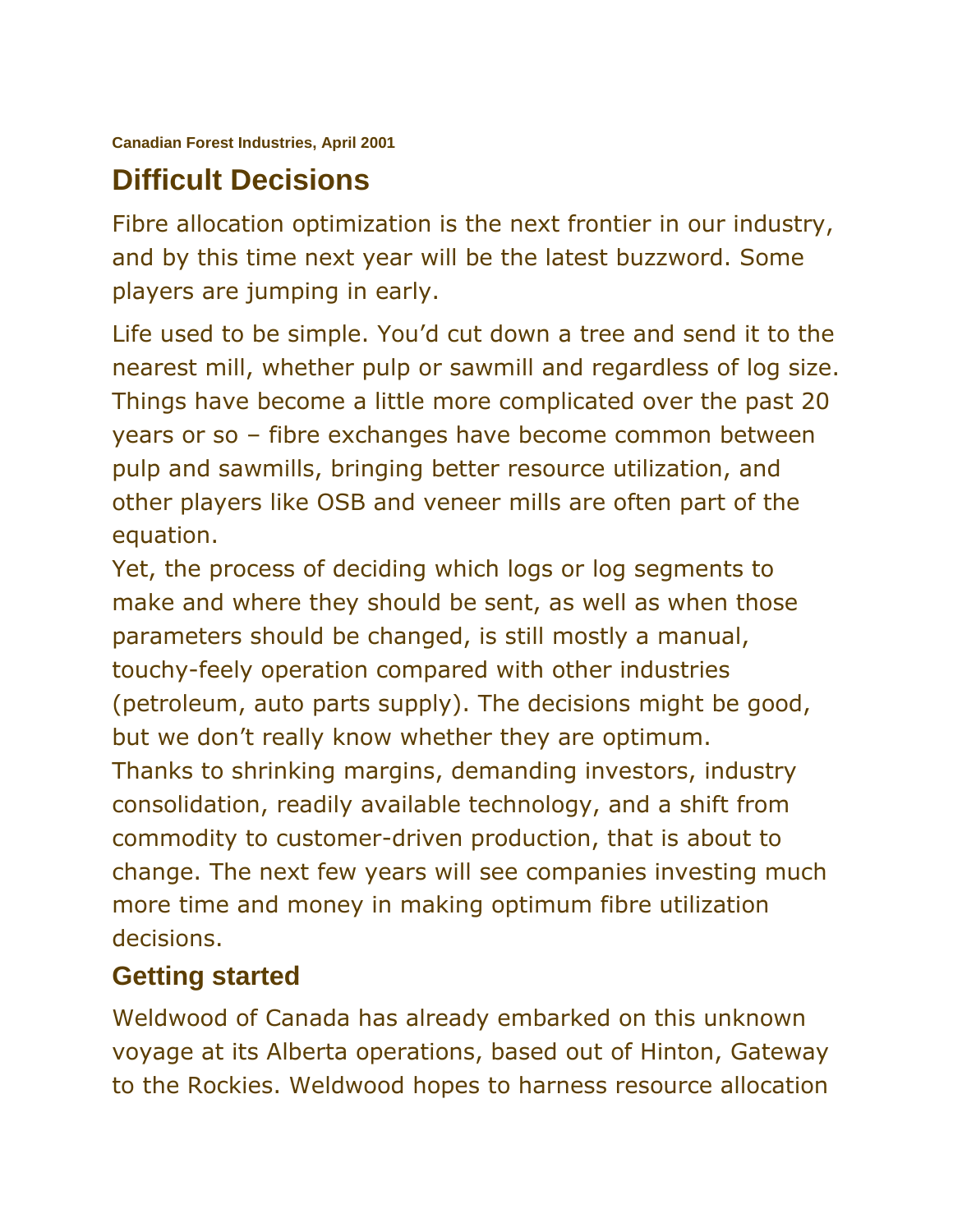**Canadian Forest Industries, April 2001**

# Difficult Decisions

Fibre allocation optimization is the next frontier in our industry, and by this time next year will be the latest buzzword. Some players are jumping in early.

Life used to be simple. You'd cut down a tree and send it to the nearest mill, whether pulp or sawmill and regardless of log size. Things have become a little more complicated over the past 20 years or so – fibre exchanges have become common between pulp and sawmills, bringing better resource utilization, and other players like OSB and veneer mills are often part of the equation.

Yet, the process of deciding which logs or log segments to make and where they should be sent, as well as when those parameters should be changed, is still mostly a manual, touchy-feely operation compared with other industries (petroleum, auto parts supply). The decisions might be good, but we don't really know whether they are optimum.

Thanks to shrinking margins, demanding investors, industry consolidation, readily available technology, and a shift from commodity to customer-driven production, that is about to change. The next few years will see companies investing much more time and money in making optimum fibre utilization decisions.

## Getting started

Weldwood of Canada has already embarked on this unknown voyage at its Alberta operations, based out of Hinton, Gateway to the Rockies. Weldwood hopes to harness resource allocation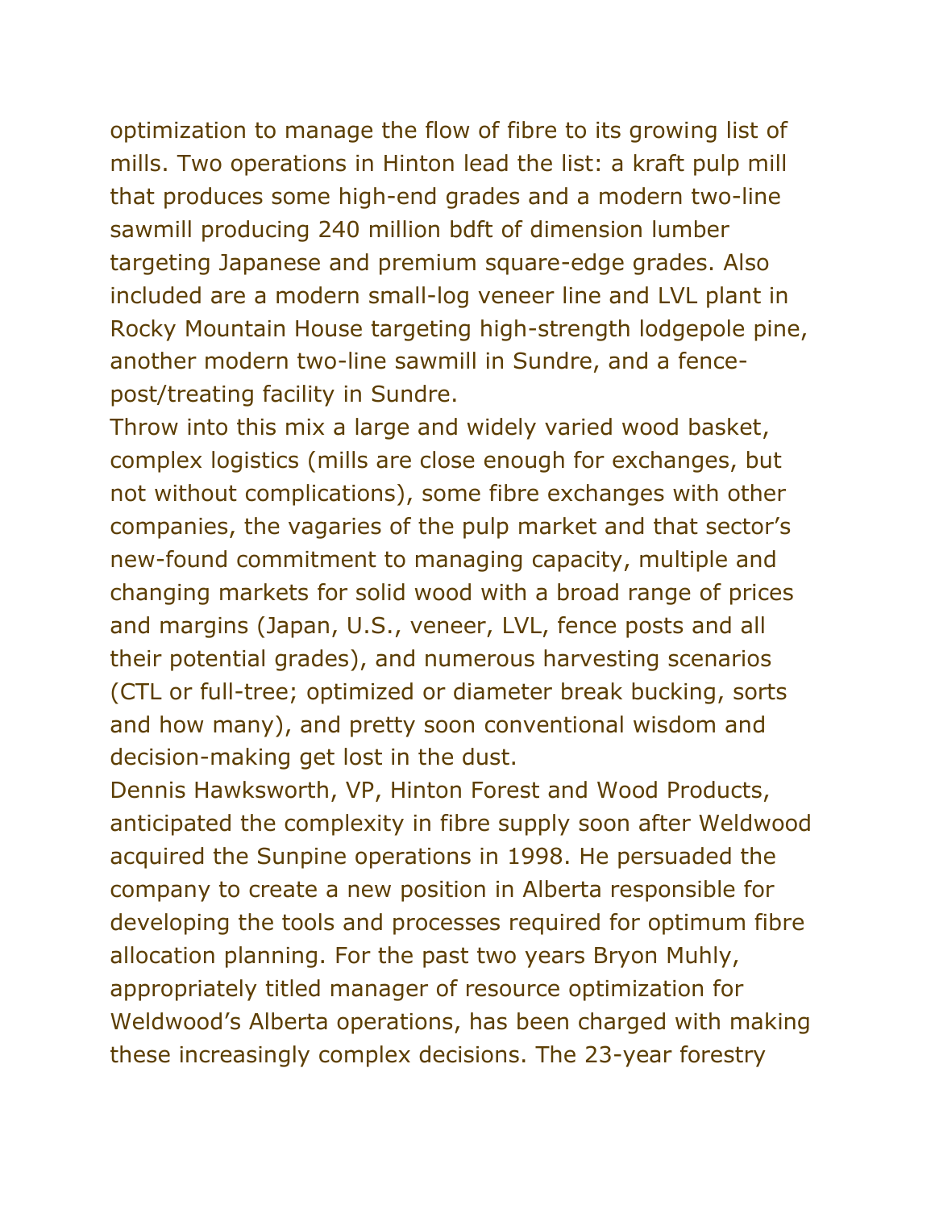optimization to manage the flow of fibre to its growing list of mills. Two operations in Hinton lead the list: a kraft pulp mill that produces some high-end grades and a modern two-line sawmill producing 240 million bdft of dimension lumber targeting Japanese and premium square-edge grades. Also included are a modern small-log veneer line and LVL plant in Rocky Mountain House targeting high-strength lodgepole pine, another modern two-line sawmill in Sundre, and a fence-post/treating facility in Sundre.

Throw into this mix a large and widely varied wood basket, complex logistics (mills are close enough for exchanges, but not without complications), some fibre exchanges with other companies, the vagaries of the pulp market and that sector's new-found commitment to managing capacity, multiple and changing markets for solid wood with a broad range of prices and margins (Japan, U.S., veneer, LVL, fence posts and all their potential grades), and numerous harvesting scenarios (CTL or full-tree; optimized or diameter break bucking, sorts and how many), and pretty soon conventional wisdom and decision-making get lost in the dust.

Dennis Hawksworth, VP, Hinton Forest and Wood Products, anticipated the complexity in fibre supply soon after Weldwood acquired the Sunpine operations in 1998. He persuaded the company to create a new position in Alberta responsible for developing the tools and processes required for optimum fibre allocation planning. For the past two years Bryon Muhly, appropriately titled manager of resource optimization for Weldwood's Alberta operations, has been charged with making these increasingly complex decisions. The 23-year forestry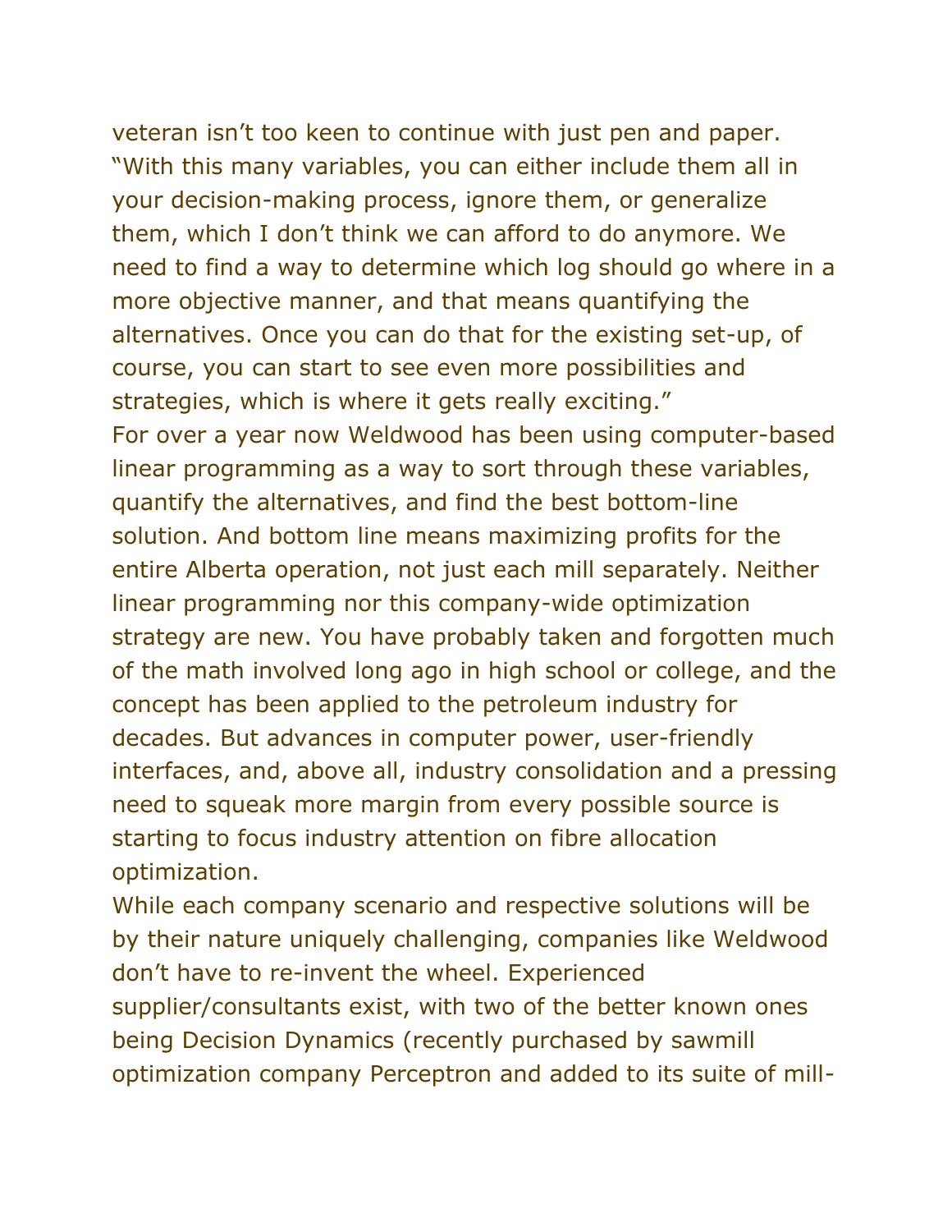veteran isn’t too keen to continue with just pen and paper. “With this many variables, you can either include them all in your decision-making process, ignore them, or generalize them, which I don’t think we can afford to do anymore. We need to find a way to determine which log should go where in a more objective manner, and that means quantifying the alternatives. Once you can do that for the existing set-up, of course, you can start to see even more possibilities and strategies, which is where it gets really exciting.”

For over a year now Weldwood has been using computer-based linear programming as a way to sort through these variables, quantify the alternatives, and find the best bottom-line solution. And bottom line means maximizing profits for the entire Alberta operation, not just each mill separately. Neither linear programming nor this company-wide optimization strategy are new. You have probably taken and forgotten much of the math involved long ago in high school or college, and the concept has been applied to the petroleum industry for decades. But advances in computer power, user-friendly interfaces, and, above all, industry consolidation and a pressing need to squeak more margin from every possible source is starting to focus industry attention on fibre allocation optimization.

While each company scenario and respective solutions will be by their nature uniquely challenging, companies like Weldwood don’t have to re-invent the wheel. Experienced supplier/consultants exist, with two of the better known ones being Decision Dynamics (recently purchased by sawmill optimization company Perceptron and added to its suite of mill-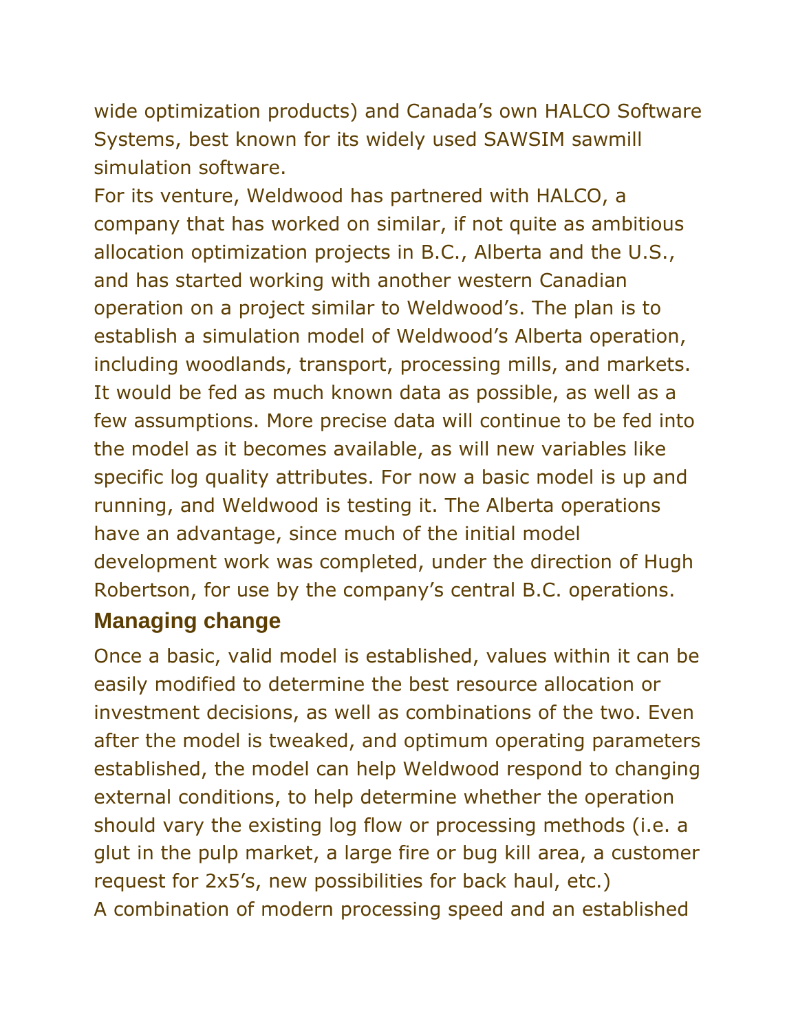wide optimization products) and Canada’s own HALCO Software Systems, best known for its widely used SAWSIM sawmill simulation software.

For its venture, Weldwood has partnered with HALCO, a company that has worked on similar, if not quite as ambitious allocation optimization projects in B.C., Alberta and the U.S., and has started working with another western Canadian operation on a project similar to Weldwood’s. The plan is to establish a simulation model of Weldwood’s Alberta operation, including woodlands, transport, processing mills, and markets. It would be fed as much known data as possible, as well as a few assumptions. More precise data will continue to be fed into the model as it becomes available, as will new variables like specific log quality attributes. For now a basic model is up and running, and Weldwood is testing it. The Alberta operations have an advantage, since much of the initial model development work was completed, under the direction of Hugh Robertson, for use by the company’s central B.C. operations.

## Managing change

Once a basic, valid model is established, values within it can be easily modified to determine the best resource allocation or investment decisions, as well as combinations of the two. Even after the model is tweaked, and optimum operating parameters established, the model can help Weldwood respond to changing external conditions, to help determine whether the operation should vary the existing log flow or processing methods (i.e. a glut in the pulp market, a large fire or bug kill area, a customer request for 2x5’s, new possibilities for back haul, etc.)

A combination of modern processing speed and an established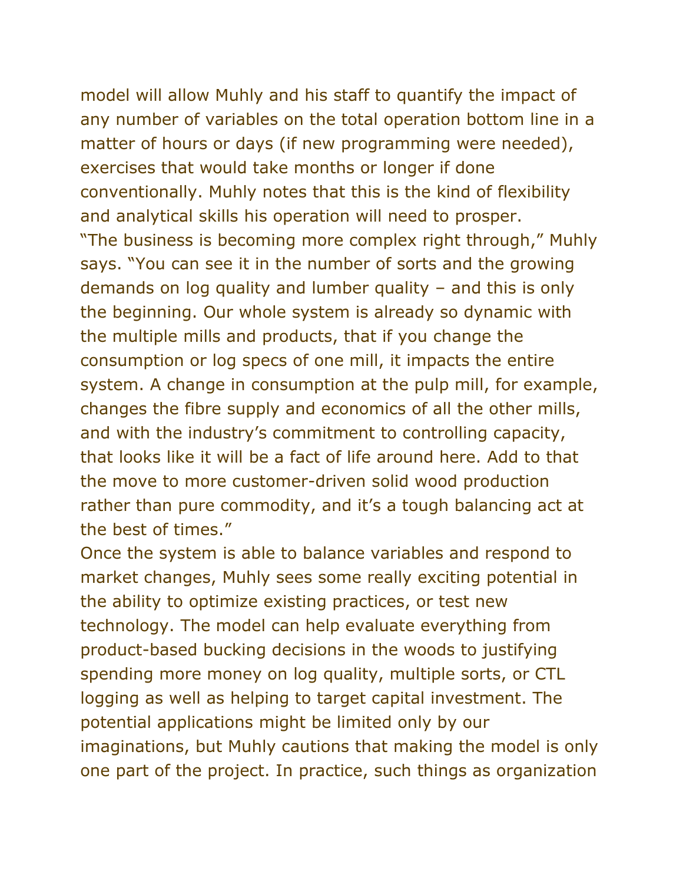model will allow Muhly and his staff to quantify the impact of any number of variables on the total operation bottom line in a matter of hours or days (if new programming were needed), exercises that would take months or longer if done conventionally. Muhly notes that this is the kind of flexibility and analytical skills his operation will need to prosper.

"The business is becoming more complex right through," Muhly says. "You can see it in the number of sorts and the growing demands on log quality and lumber quality – and this is only the beginning. Our whole system is already so dynamic with the multiple mills and products, that if you change the consumption or log specs of one mill, it impacts the entire system. A change in consumption at the pulp mill, for example, changes the fibre supply and economics of all the other mills, and with the industry's commitment to controlling capacity, that looks like it will be a fact of life around here. Add to that the move to more customer-driven solid wood production rather than pure commodity, and it's a tough balancing act at the best of times."

Once the system is able to balance variables and respond to market changes, Muhly sees some really exciting potential in the ability to optimize existing practices, or test new technology. The model can help evaluate everything from product-based bucking decisions in the woods to justifying spending more money on log quality, multiple sorts, or CTL logging as well as helping to target capital investment. The potential applications might be limited only by our imaginations, but Muhly cautions that making the model is only one part of the project. In practice, such things as organization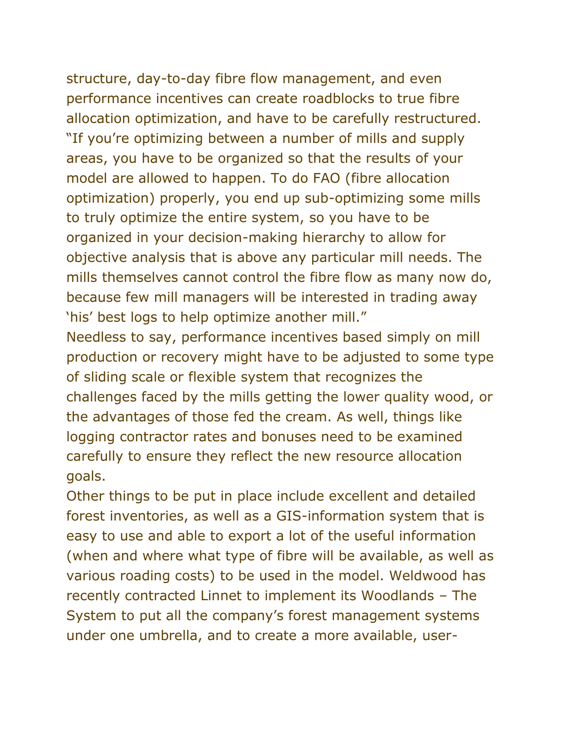structure, day-to-day fibre flow management, and even performance incentives can create roadblocks to true fibre allocation optimization, and have to be carefully restructured.

"If you're optimizing between a number of mills and supply areas, you have to be organized so that the results of your model are allowed to happen. To do FAO (fibre allocation optimization) properly, you end up sub-optimizing some mills to truly optimize the entire system, so you have to be organized in your decision-making hierarchy to allow for objective analysis that is above any particular mill needs. The mills themselves cannot control the fibre flow as many now do, because few mill managers will be interested in trading away 'his' best logs to help optimize another mill."

Needless to say, performance incentives based simply on mill production or recovery might have to be adjusted to some type of sliding scale or flexible system that recognizes the challenges faced by the mills getting the lower quality wood, or the advantages of those fed the cream. As well, things like logging contractor rates and bonuses need to be examined carefully to ensure they reflect the new resource allocation goals.

Other things to be put in place include excellent and detailed forest inventories, as well as a GIS-information system that is easy to use and able to export a lot of the useful information (when and where what type of fibre will be available, as well as various roading costs) to be used in the model. Weldwood has recently contracted Linnet to implement its Woodlands – The System to put all the company's forest management systems under one umbrella, and to create a more available, user-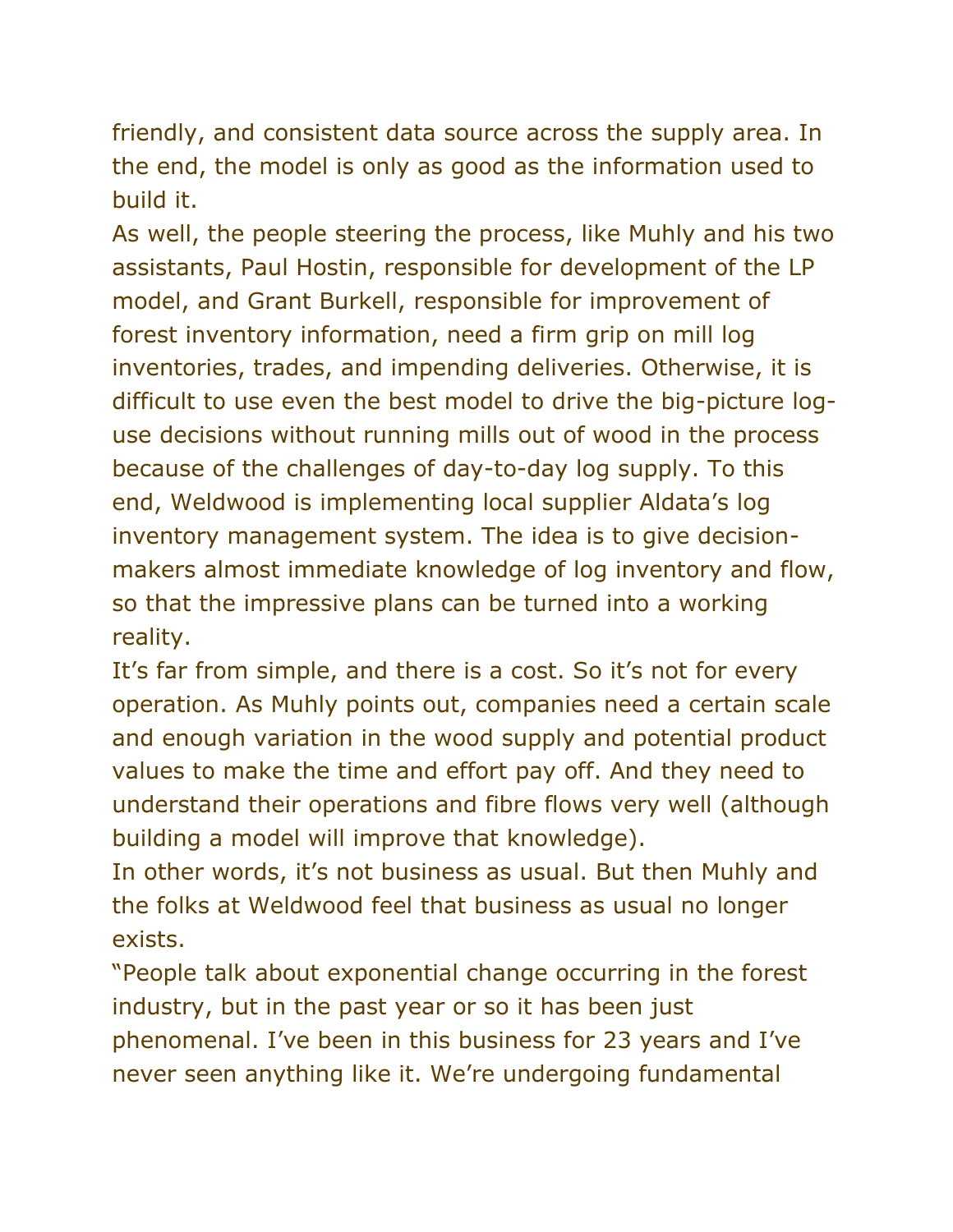friendly, and consistent data source across the supply area. In the end, the model is only as good as the information used to build it.

As well, the people steering the process, like Muhly and his two assistants, Paul Hostin, responsible for development of the LP model, and Grant Burkell, responsible for improvement of forest inventory information, need a firm grip on mill log inventories, trades, and impending deliveries. Otherwise, it is difficult to use even the best model to drive the big-picture log-use decisions without running mills out of wood in the process because of the challenges of day-to-day log supply. To this end, Weldwood is implementing local supplier Aldata's log inventory management system. The idea is to give decision-makers almost immediate knowledge of log inventory and flow, so that the impressive plans can be turned into a working reality.

It's far from simple, and there is a cost. So it's not for every operation. As Muhly points out, companies need a certain scale and enough variation in the wood supply and potential product values to make the time and effort pay off. And they need to understand their operations and fibre flows very well (although building a model will improve that knowledge).

In other words, it's not business as usual. But then Muhly and the folks at Weldwood feel that business as usual no longer exists.

"People talk about exponential change occurring in the forest industry, but in the past year or so it has been just phenomenal. I've been in this business for 23 years and I've never seen anything like it. We're undergoing fundamental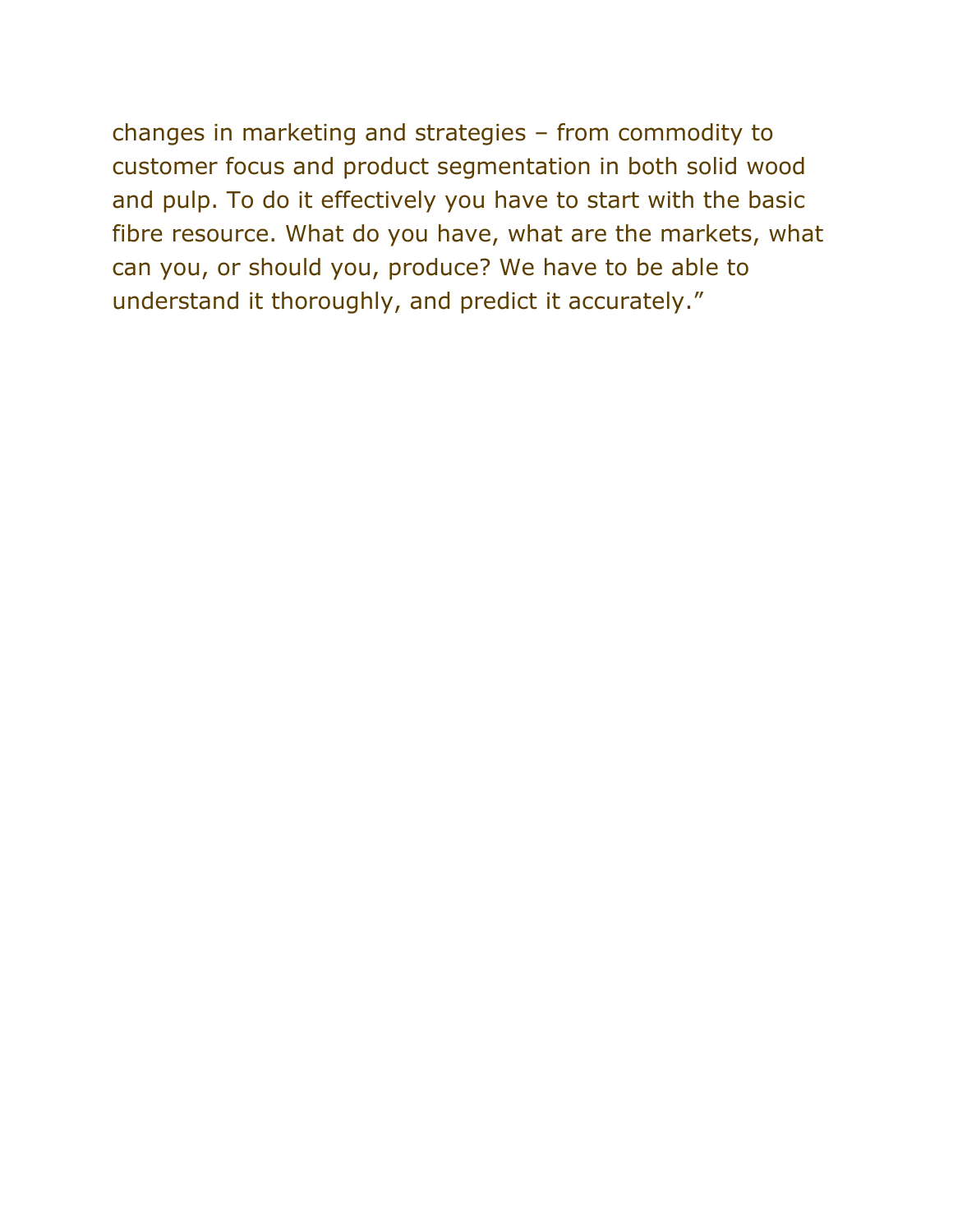changes in marketing and strategies – from commodity to customer focus and product segmentation in both solid wood and pulp. To do it effectively you have to start with the basic fibre resource. What do you have, what are the markets, what can you, or should you, produce? We have to be able to understand it thoroughly, and predict it accurately.”